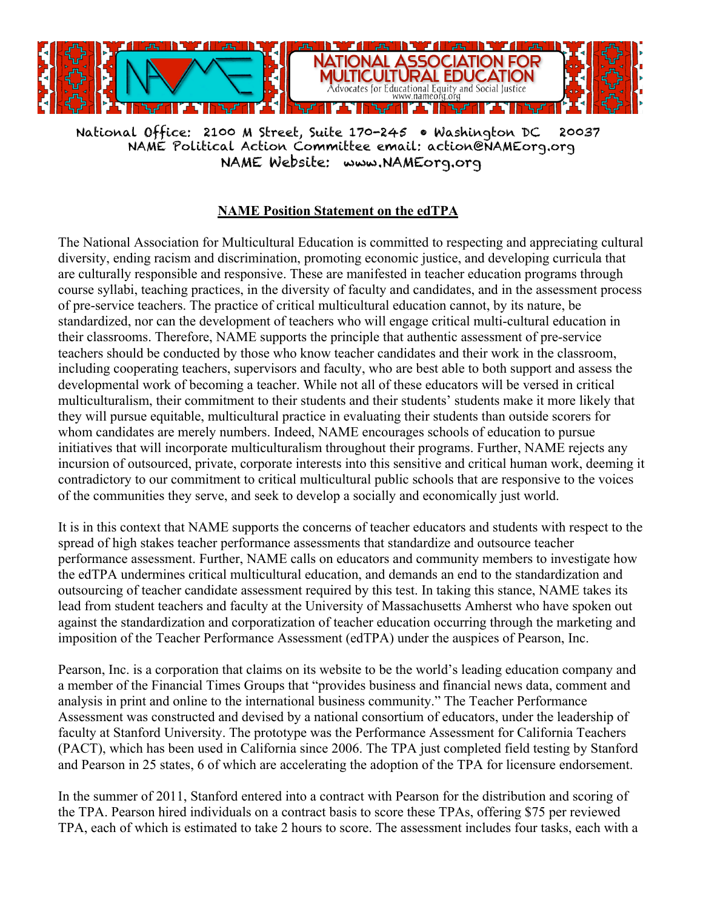NATIONAL ASSOCIATION FOR MULTICULTURAL EDUCATION

Advocates for Educational Equity and Social Justice
www.nameorg.org

National Office: 2100 M Street, Suite 170-245 • Washington DC 20037
NAME Political Action Committee email: action@NAMEorg.org
NAME Website: www.NAMEorg.org

# NAME Position Statement on the edTPA

The National Association for Multicultural Education is committed to respecting and appreciating cultural diversity, ending racism and discrimination, promoting economic justice, and developing curricula that are culturally responsible and responsive. These are manifested in teacher education programs through course syllabi, teaching practices, in the diversity of faculty and candidates, and in the assessment process of pre-service teachers. The practice of critical multicultural education cannot, by its nature, be standardized, nor can the development of teachers who will engage critical multi-cultural education in their classrooms. Therefore, NAME supports the principle that authentic assessment of pre-service teachers should be conducted by those who know teacher candidates and their work in the classroom, including cooperating teachers, supervisors and faculty, who are best able to both support and assess the developmental work of becoming a teacher. While not all of these educators will be versed in critical multiculturalism, their commitment to their students and their students' students make it more likely that they will pursue equitable, multicultural practice in evaluating their students than outside scorers for whom candidates are merely numbers. Indeed, NAME encourages schools of education to pursue initiatives that will incorporate multiculturalism throughout their programs. Further, NAME rejects any incursion of outsourced, private, corporate interests into this sensitive and critical human work, deeming it contradictory to our commitment to critical multicultural public schools that are responsive to the voices of the communities they serve, and seek to develop a socially and economically just world.

It is in this context that NAME supports the concerns of teacher educators and students with respect to the spread of high stakes teacher performance assessments that standardize and outsource teacher performance assessment. Further, NAME calls on educators and community members to investigate how the edTPA undermines critical multicultural education, and demands an end to the standardization and outsourcing of teacher candidate assessment required by this test. In taking this stance, NAME takes its lead from student teachers and faculty at the University of Massachusetts Amherst who have spoken out against the standardization and corporatization of teacher education occurring through the marketing and imposition of the Teacher Performance Assessment (edTPA) under the auspices of Pearson, Inc.

Pearson, Inc. is a corporation that claims on its website to be the world's leading education company and a member of the Financial Times Groups that "provides business and financial news data, comment and analysis in print and online to the international business community." The Teacher Performance Assessment was constructed and devised by a national consortium of educators, under the leadership of faculty at Stanford University. The prototype was the Performance Assessment for California Teachers (PACT), which has been used in California since 2006. The TPA just completed field testing by Stanford and Pearson in 25 states, 6 of which are accelerating the adoption of the TPA for licensure endorsement.

In the summer of 2011, Stanford entered into a contract with Pearson for the distribution and scoring of the TPA. Pearson hired individuals on a contract basis to score these TPAs, offering $75 per reviewed TPA, each of which is estimated to take 2 hours to score. The assessment includes four tasks, each with a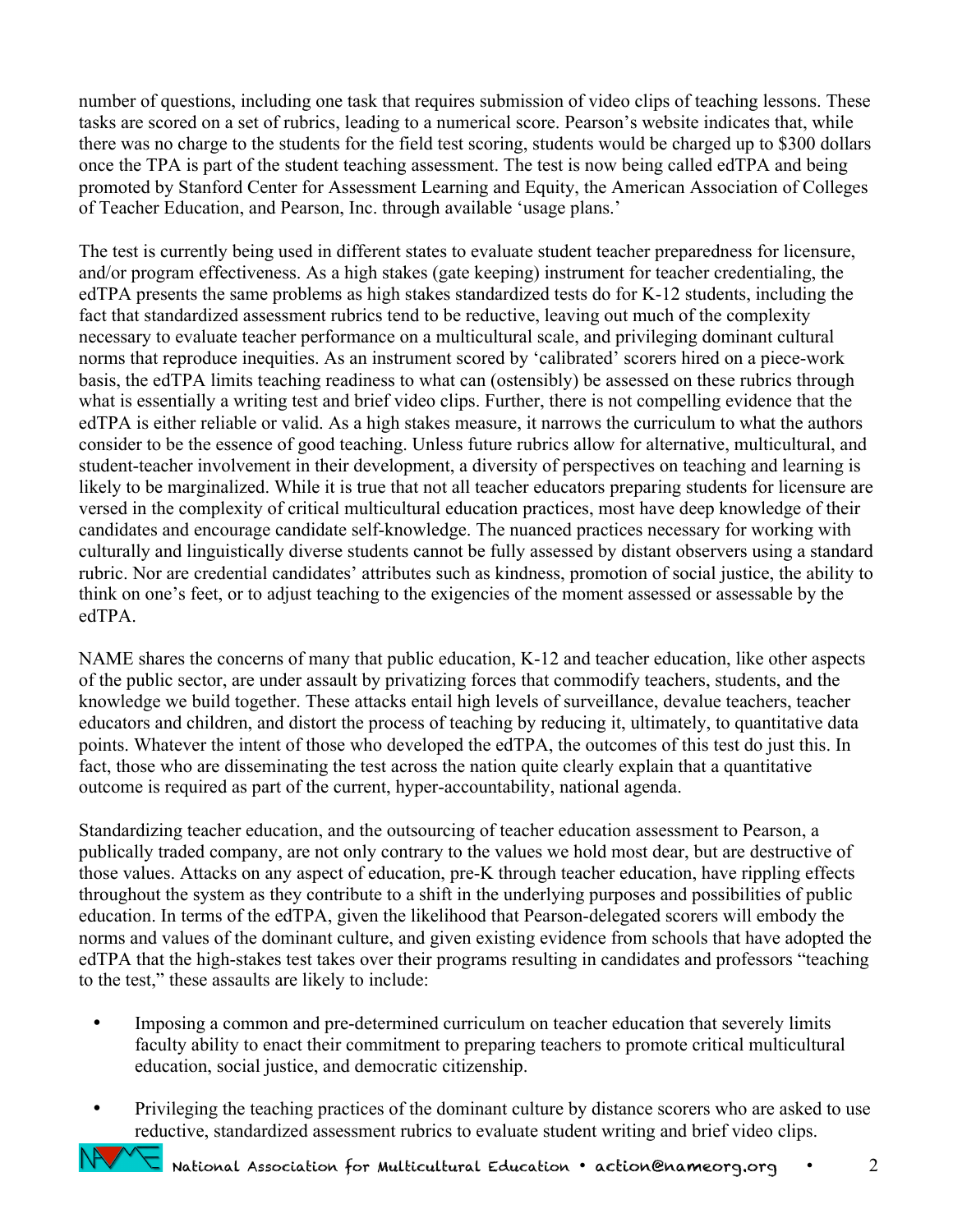number of questions, including one task that requires submission of video clips of teaching lessons. These tasks are scored on a set of rubrics, leading to a numerical score. Pearson's website indicates that, while there was no charge to the students for the field test scoring, students would be charged up to $300 dollars once the TPA is part of the student teaching assessment. The test is now being called edTPA and being promoted by Stanford Center for Assessment Learning and Equity, the American Association of Colleges of Teacher Education, and Pearson, Inc. through available 'usage plans.'

The test is currently being used in different states to evaluate student teacher preparedness for licensure, and/or program effectiveness. As a high stakes (gate keeping) instrument for teacher credentialing, the edTPA presents the same problems as high stakes standardized tests do for K-12 students, including the fact that standardized assessment rubrics tend to be reductive, leaving out much of the complexity necessary to evaluate teacher performance on a multicultural scale, and privileging dominant cultural norms that reproduce inequities. As an instrument scored by 'calibrated' scorers hired on a piece-work basis, the edTPA limits teaching readiness to what can (ostensibly) be assessed on these rubrics through what is essentially a writing test and brief video clips. Further, there is not compelling evidence that the edTPA is either reliable or valid. As a high stakes measure, it narrows the curriculum to what the authors consider to be the essence of good teaching. Unless future rubrics allow for alternative, multicultural, and student-teacher involvement in their development, a diversity of perspectives on teaching and learning is likely to be marginalized. While it is true that not all teacher educators preparing students for licensure are versed in the complexity of critical multicultural education practices, most have deep knowledge of their candidates and encourage candidate self-knowledge. The nuanced practices necessary for working with culturally and linguistically diverse students cannot be fully assessed by distant observers using a standard rubric. Nor are credential candidates' attributes such as kindness, promotion of social justice, the ability to think on one's feet, or to adjust teaching to the exigencies of the moment assessed or assessable by the edTPA.

NAME shares the concerns of many that public education, K-12 and teacher education, like other aspects of the public sector, are under assault by privatizing forces that commodify teachers, students, and the knowledge we build together. These attacks entail high levels of surveillance, devalue teachers, teacher educators and children, and distort the process of teaching by reducing it, ultimately, to quantitative data points. Whatever the intent of those who developed the edTPA, the outcomes of this test do just this. In fact, those who are disseminating the test across the nation quite clearly explain that a quantitative outcome is required as part of the current, hyper-accountability, national agenda.

Standardizing teacher education, and the outsourcing of teacher education assessment to Pearson, a publically traded company, are not only contrary to the values we hold most dear, but are destructive of those values. Attacks on any aspect of education, pre-K through teacher education, have rippling effects throughout the system as they contribute to a shift in the underlying purposes and possibilities of public education. In terms of the edTPA, given the likelihood that Pearson-delegated scorers will embody the norms and values of the dominant culture, and given existing evidence from schools that have adopted the edTPA that the high-stakes test takes over their programs resulting in candidates and professors "teaching to the test," these assaults are likely to include:

- Imposing a common and pre-determined curriculum on teacher education that severely limits faculty ability to enact their commitment to preparing teachers to promote critical multicultural education, social justice, and democratic citizenship.

- Privileging the teaching practices of the dominant culture by distance scorers who are asked to use reductive, standardized assessment rubrics to evaluate student writing and brief video clips.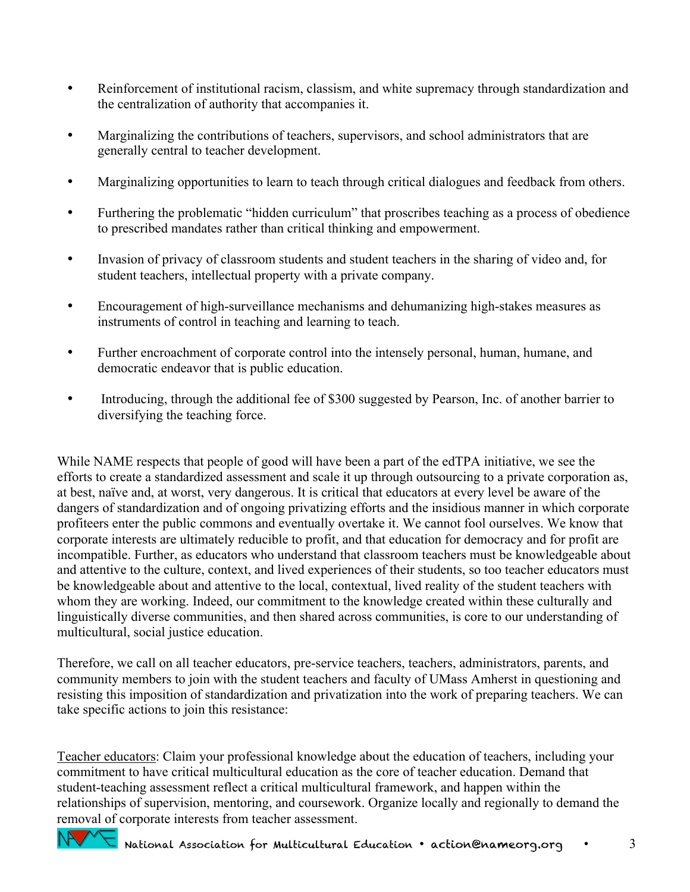- Reinforcement of institutional racism, classism, and white supremacy through standardization and the centralization of authority that accompanies it.

- Marginalizing the contributions of teachers, supervisors, and school administrators that are generally central to teacher development.

- Marginalizing opportunities to learn to teach through critical dialogues and feedback from others.

- Furthering the problematic "hidden curriculum" that proscribes teaching as a process of obedience to prescribed mandates rather than critical thinking and empowerment.

- Invasion of privacy of classroom students and student teachers in the sharing of video and, for student teachers, intellectual property with a private company.

- Encouragement of high-surveillance mechanisms and dehumanizing high-stakes measures as instruments of control in teaching and learning to teach.

- Further encroachment of corporate control into the intensely personal, human, humane, and democratic endeavor that is public education.

- Introducing, through the additional fee of $300 suggested by Pearson, Inc. of another barrier to diversifying the teaching force.

While NAME respects that people of good will have been a part of the edTPA initiative, we see the efforts to create a standardized assessment and scale it up through outsourcing to a private corporation as, at best, naïve and, at worst, very dangerous. It is critical that educators at every level be aware of the dangers of standardization and of ongoing privatizing efforts and the insidious manner in which corporate profiteers enter the public commons and eventually overtake it. We cannot fool ourselves. We know that corporate interests are ultimately reducible to profit, and that education for democracy and for profit are incompatible. Further, as educators who understand that classroom teachers must be knowledgeable about and attentive to the culture, context, and lived experiences of their students, so too teacher educators must be knowledgeable about and attentive to the local, contextual, lived reality of the student teachers with whom they are working. Indeed, our commitment to the knowledge created within these culturally and linguistically diverse communities, and then shared across communities, is core to our understanding of multicultural, social justice education.

Therefore, we call on all teacher educators, pre-service teachers, teachers, administrators, parents, and community members to join with the student teachers and faculty of UMass Amherst in questioning and resisting this imposition of standardization and privatization into the work of preparing teachers. We can take specific actions to join this resistance:

<u>Teacher educators</u>: Claim your professional knowledge about the education of teachers, including your commitment to have critical multicultural education as the core of teacher education. Demand that student-teaching assessment reflect a critical multicultural framework, and happen within the relationships of supervision, mentoring, and coursework. Organize locally and regionally to demand the removal of corporate interests from teacher assessment.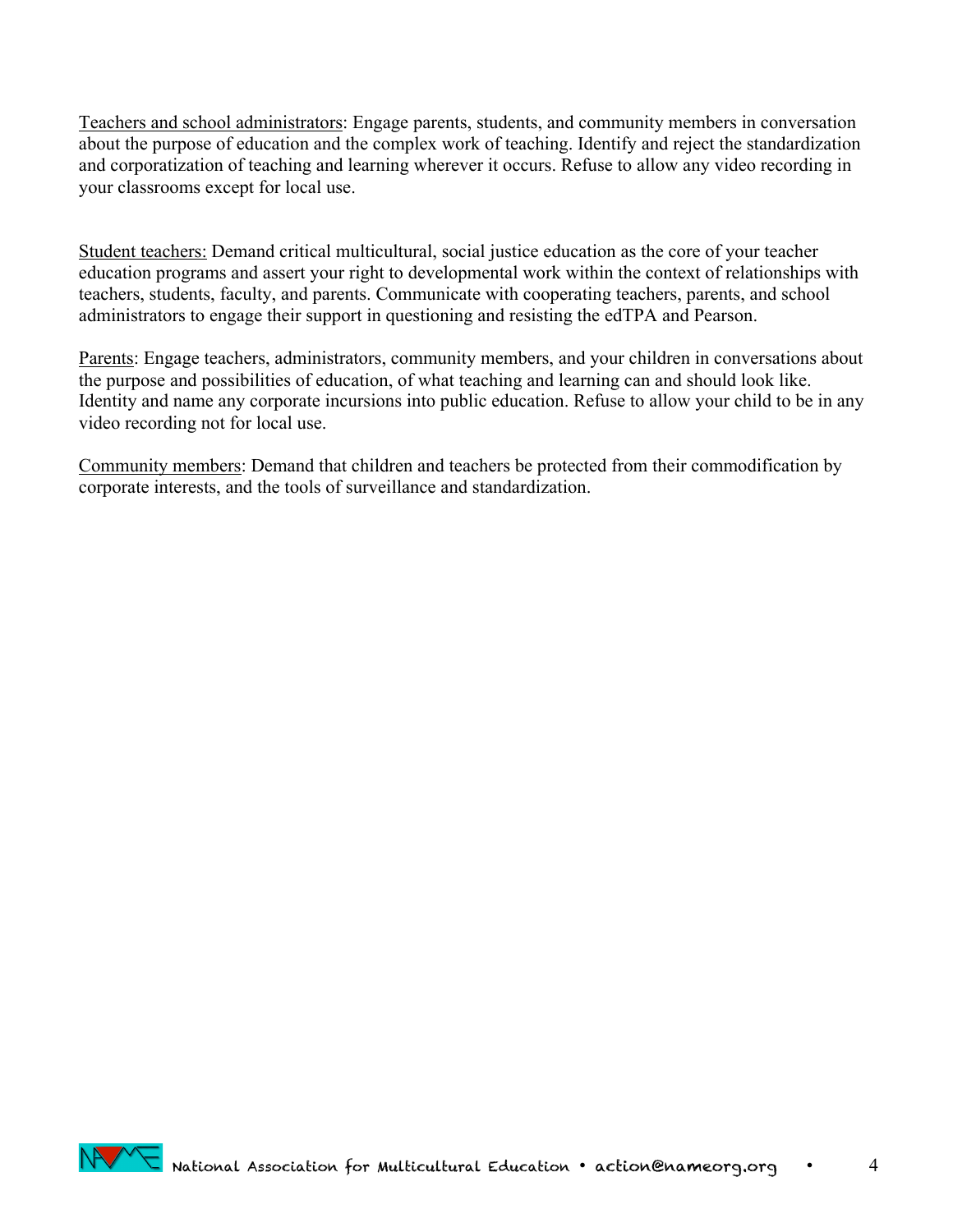<u>Teachers and school administrators</u>: Engage parents, students, and community members in conversation about the purpose of education and the complex work of teaching. Identify and reject the standardization and corporatization of teaching and learning wherever it occurs. Refuse to allow any video recording in your classrooms except for local use.

<u>Student teachers:</u> Demand critical multicultural, social justice education as the core of your teacher education programs and assert your right to developmental work within the context of relationships with teachers, students, faculty, and parents. Communicate with cooperating teachers, parents, and school administrators to engage their support in questioning and resisting the edTPA and Pearson.

<u>Parents</u>: Engage teachers, administrators, community members, and your children in conversations about the purpose and possibilities of education, of what teaching and learning can and should look like. Identity and name any corporate incursions into public education. Refuse to allow your child to be in any video recording not for local use.

<u>Community members</u>: Demand that children and teachers be protected from their commodification by corporate interests, and the tools of surveillance and standardization.